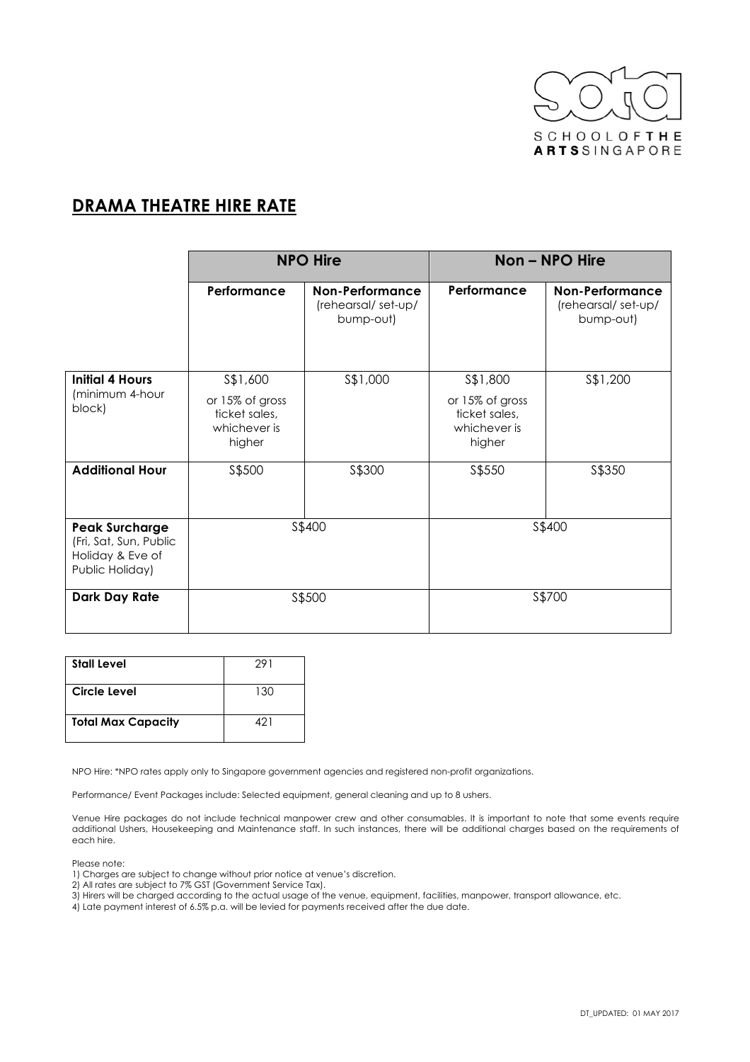# DRAMA THEATRE HIRE RATE

| | NPO Hire | | Non – NPO Hire | |
|---|---|---|---|---|
| | **Performance** | **Non-Performance** (rehearsal/ set-up/ bump-out) | **Performance** | **Non-Performance** (rehearsal/ set-up/ bump-out) |
| **Initial 4 Hours** (minimum 4-hour block) | S$1,600 or 15% of gross ticket sales, whichever is higher | S$1,000 | S$1,800 or 15% of gross ticket sales, whichever is higher | S$1,200 |
| **Additional Hour** | S$500 | S$300 | S$550 | S$350 |
| **Peak Surcharge** (Fri, Sat, Sun, Public Holiday & Eve of Public Holiday) | S$400 | | S$400 | |
| **Dark Day Rate** | S$500 | | S$700 | |

| | |
|---|---|
| **Stall Level** | 291 |
| **Circle Level** | 130 |
| **Total Max Capacity** | 421 |

NPO Hire: *NPO rates apply only to Singapore government agencies and registered non-profit organizations.

Performance/ Event Packages include: Selected equipment, general cleaning and up to 8 ushers.

Venue Hire packages do not include technical manpower crew and other consumables. It is important to note that some events require additional Ushers, Housekeeping and Maintenance staff. In such instances, there will be additional charges based on the requirements of each hire.

Please note:
1) Charges are subject to change without prior notice at venue's discretion.
2) All rates are subject to 7% GST (Government Service Tax).
3) Hirers will be charged according to the actual usage of the venue, equipment, facilities, manpower, transport allowance, etc.
4) Late payment interest of 6.5% p.a. will be levied for payments received after the due date.

DT_UPDATED: 01 MAY 2017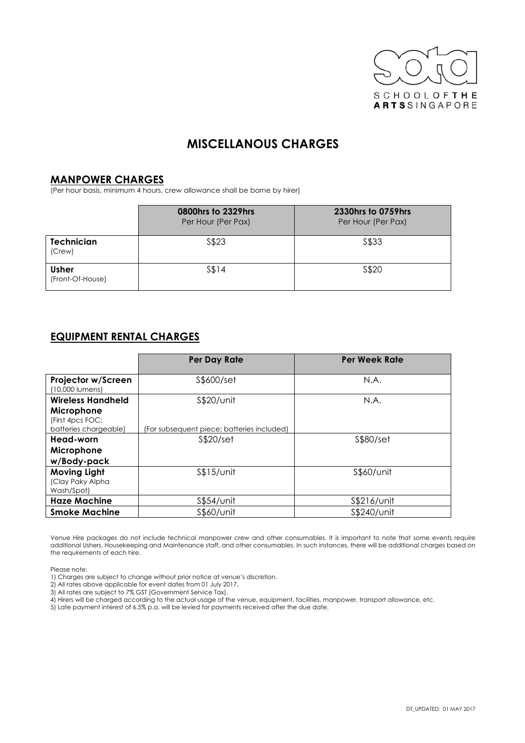# MISCELLANOUS CHARGES

## MANPOWER CHARGES

(Per hour basis, minimum 4 hours, crew allowance shall be borne by hirer)

| | 0800hrs to 2329hrs Per Hour (Per Pax) | 2330hrs to 0759hrs Per Hour (Per Pax) |
|---|---|---|
| **Technician** (Crew) | S$23 | S$33 |
| **Usher** (Front-Of-House) | S$14 | S$20 |

## EQUIPMENT RENTAL CHARGES

| | Per Day Rate | Per Week Rate |
|---|---|---|
| **Projector w/Screen** (10,000 lumens) | S$600/set | N.A. |
| **Wireless Handheld Microphone** (First 4pcs FOC; batteries chargeable) | S$20/unit (For subsequent piece; batteries included) | N.A. |
| **Head-worn Microphone w/Body-pack** | S$20/set | S$80/set |
| **Moving Light** (Clay Paky Alpha Wash/Spot) | S$15/unit | S$60/unit |
| **Haze Machine** | S$54/unit | S$216/unit |
| **Smoke Machine** | S$60/unit | S$240/unit |

Venue Hire packages do not include technical manpower crew and other consumables. It is important to note that some events require additional Ushers, Housekeeping and Maintenance staff, and other consumables. In such instances, there will be additional charges based on the requirements of each hire.

Please note:

1) Charges are subject to change without prior notice at venue's discretion.
2) All rates above applicable for event dates from 01 July 2017.
3) All rates are subject to 7% GST (Government Service Tax).
4) Hirers will be charged according to the actual usage of the venue, equipment, facilities, manpower, transport allowance, etc.
5) Late payment interest of 6.5% p.a. will be levied for payments received after the due date.

DT_UPDATED: 01 MAY 2017